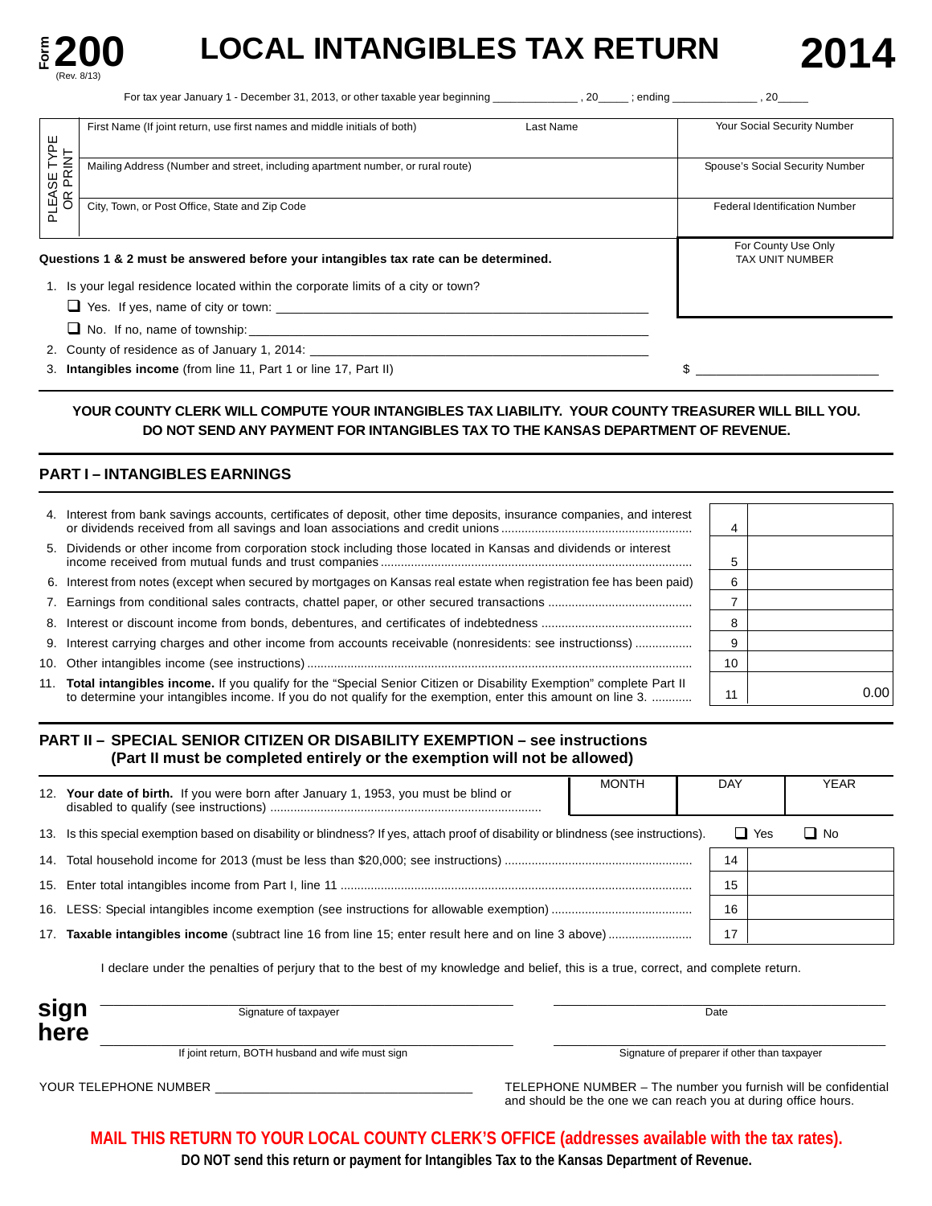# Form 200 (Rev. 8/13)

# LOCAL INTANGIBLES TAX RETURN 2014

For tax year January 1 - December 31, 2013, or other taxable year beginning _____________ , 20_____ ; ending _____________ , 20_____

PLEASE TYPE OR PRINT

| First Name (If joint return, use first names and middle initials of both) | Last Name | Your Social Security Number |
|---|---|---|
| Mailing Address (Number and street, including apartment number, or rural route) | | Spouse's Social Security Number |
| City, Town, or Post Office, State and Zip Code | | Federal Identification Number |

For County Use Only
TAX UNIT NUMBER

**Questions 1 & 2 must be answered before your intangibles tax rate can be determined.**

1. Is your legal residence located within the corporate limits of a city or town?
   - ☐ Yes. If yes, name of city or town: ______________________________
   - ☐ No. If no, name of township: ______________________________
2. County of residence as of January 1, 2014: ______________________________
3. **Intangibles income** (from line 11, Part 1 or line 17, Part II) $ ______________

**YOUR COUNTY CLERK WILL COMPUTE YOUR INTANGIBLES TAX LIABILITY. YOUR COUNTY TREASURER WILL BILL YOU. DO NOT SEND ANY PAYMENT FOR INTANGIBLES TAX TO THE KANSAS DEPARTMENT OF REVENUE.**

## PART I – INTANGIBLES EARNINGS

| | Description | Line | Amount |
|---|---|---|---|
| 4. | Interest from bank savings accounts, certificates of deposit, other time deposits, insurance companies, and interest or dividends received from all savings and loan associations and credit unions | 4 | |
| 5. | Dividends or other income from corporation stock including those located in Kansas and dividends or interest income received from mutual funds and trust companies | 5 | |
| 6. | Interest from notes (except when secured by mortgages on Kansas real estate when registration fee has been paid) | 6 | |
| 7. | Earnings from conditional sales contracts, chattel paper, or other secured transactions | 7 | |
| 8. | Interest or discount income from bonds, debentures, and certificates of indebtedness | 8 | |
| 9. | Interest carrying charges and other income from accounts receivable (nonresidents: see instructions) | 9 | |
| 10. | Other intangibles income (see instructions) | 10 | |
| 11. | **Total intangibles income.** If you qualify for the "Special Senior Citizen or Disability Exemption" complete Part II to determine your intangibles income. If you do not qualify for the exemption, enter this amount on line 3. | 11 | 0.00 |

## PART II – SPECIAL SENIOR CITIZEN OR DISABILITY EXEMPTION – see instructions (Part II must be completed entirely or the exemption will not be allowed)

| | Description | MONTH | DAY | YEAR |
|---|---|---|---|---|
| 12. | **Your date of birth.** If you were born after January 1, 1953, you must be blind or disabled to qualify (see instructions) | | | |

13. Is this special exemption based on disability or blindness? If yes, attach proof of disability or blindness (see instructions). ☐ Yes ☐ No

| | Description | Line | Amount |
|---|---|---|---|
| 14. | Total household income for 2013 (must be less than $20,000; see instructions) | 14 | |
| 15. | Enter total intangibles income from Part I, line 11 | 15 | |
| 16. | LESS: Special intangibles income exemption (see instructions for allowable exemption) | 16 | |
| 17. | **Taxable intangibles income** (subtract line 16 from line 15; enter result here and on line 3 above) | 17 | |

I declare under the penalties of perjury that to the best of my knowledge and belief, this is a true, correct, and complete return.

**sign here**

______________________________ Signature of taxpayer

______________________________ Date

______________________________ If joint return, BOTH husband and wife must sign

______________________________ Signature of preparer if other than taxpayer

YOUR TELEPHONE NUMBER ______________________________

TELEPHONE NUMBER – The number you furnish will be confidential and should be the one we can reach you at during office hours.

**MAIL THIS RETURN TO YOUR LOCAL COUNTY CLERK'S OFFICE (addresses available with the tax rates).**

**DO NOT send this return or payment for Intangibles Tax to the Kansas Department of Revenue.**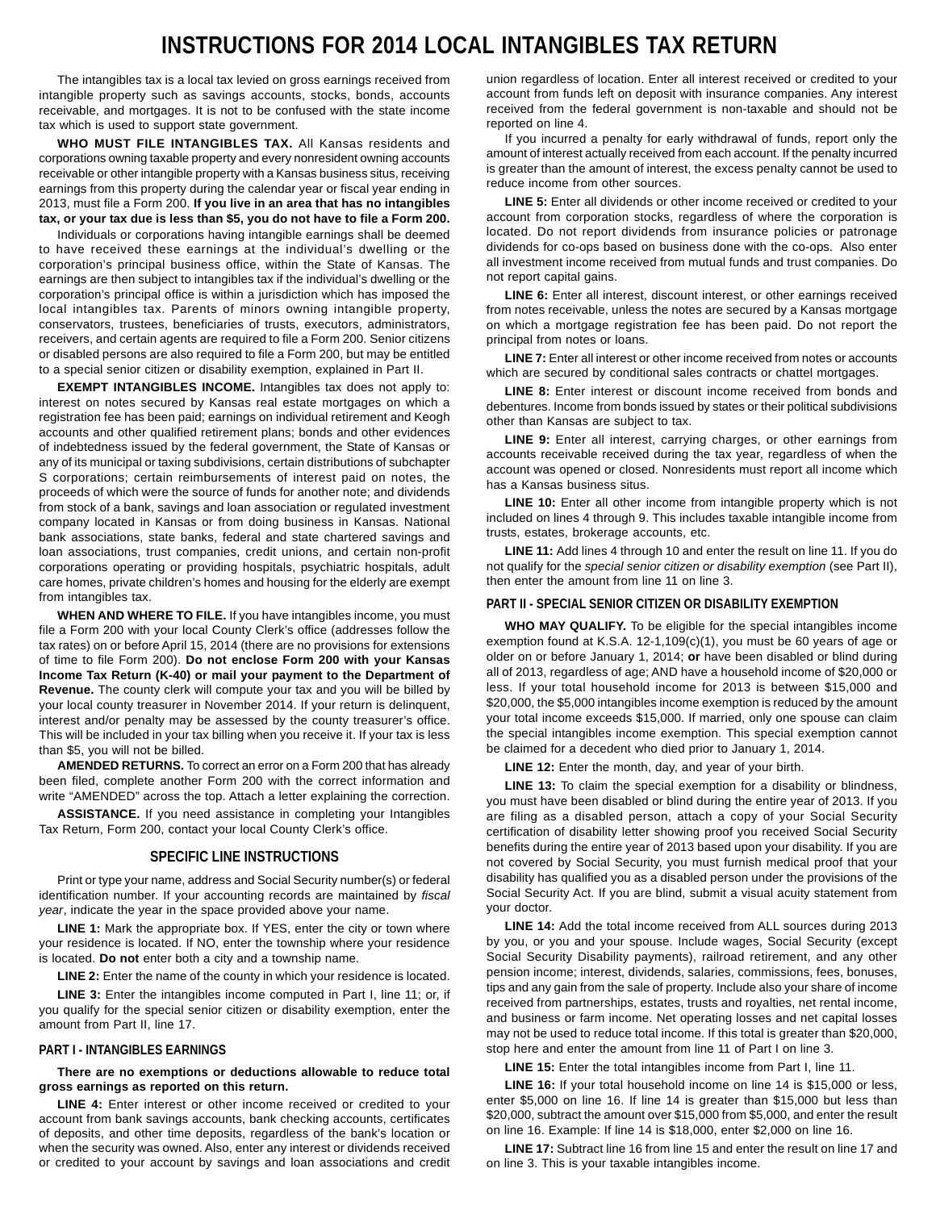# INSTRUCTIONS FOR 2014 LOCAL INTANGIBLES TAX RETURN

The intangibles tax is a local tax levied on gross earnings received from intangible property such as savings accounts, stocks, bonds, accounts receivable, and mortgages. It is not to be confused with the state income tax which is used to support state government.

**WHO MUST FILE INTANGIBLES TAX.** All Kansas residents and corporations owning taxable property and every nonresident owning accounts receivable or other intangible property with a Kansas business situs, receiving earnings from this property during the calendar year or fiscal year ending in 2013, must file a Form 200. **If you live in an area that has no intangibles tax, or your tax due is less than $5, you do not have to file a Form 200.**

Individuals or corporations having intangible earnings shall be deemed to have received these earnings at the individual's dwelling or the corporation's principal business office, within the State of Kansas. The earnings are then subject to intangibles tax if the individual's dwelling or the corporation's principal office is within a jurisdiction which has imposed the local intangibles tax. Parents of minors owning intangible property, conservators, trustees, beneficiaries of trusts, executors, administrators, receivers, and certain agents are required to file a Form 200. Senior citizens or disabled persons are also required to file a Form 200, but may be entitled to a special senior citizen or disability exemption, explained in Part II.

**EXEMPT INTANGIBLES INCOME.** Intangibles tax does not apply to: interest on notes secured by Kansas real estate mortgages on which a registration fee has been paid; earnings on individual retirement and Keogh accounts and other qualified retirement plans; bonds and other evidences of indebtedness issued by the federal government, the State of Kansas or any of its municipal or taxing subdivisions, certain distributions of subchapter S corporations; certain reimbursements of interest paid on notes, the proceeds of which were the source of funds for another note; and dividends from stock of a bank, savings and loan association or regulated investment company located in Kansas or from doing business in Kansas. National bank associations, state banks, federal and state chartered savings and loan associations, trust companies, credit unions, and certain non-profit corporations operating or providing hospitals, psychiatric hospitals, adult care homes, private children's homes and housing for the elderly are exempt from intangibles tax.

**WHEN AND WHERE TO FILE.** If you have intangibles income, you must file a Form 200 with your local County Clerk's office (addresses follow the tax rates) on or before April 15, 2014 (there are no provisions for extensions of time to file Form 200). **Do not enclose Form 200 with your Kansas Income Tax Return (K-40) or mail your payment to the Department of Revenue.** The county clerk will compute your tax and you will be billed by your local county treasurer in November 2014. If your return is delinquent, interest and/or penalty may be assessed by the county treasurer's office. This will be included in your tax billing when you receive it. If your tax is less than $5, you will not be billed.

**AMENDED RETURNS.** To correct an error on a Form 200 that has already been filed, complete another Form 200 with the correct information and write "AMENDED" across the top. Attach a letter explaining the correction.

**ASSISTANCE.** If you need assistance in completing your Intangibles Tax Return, Form 200, contact your local County Clerk's office.

## SPECIFIC LINE INSTRUCTIONS

Print or type your name, address and Social Security number(s) or federal identification number. If your accounting records are maintained by *fiscal year*, indicate the year in the space provided above your name.

**LINE 1:** Mark the appropriate box. If YES, enter the city or town where your residence is located. If NO, enter the township where your residence is located. **Do not** enter both a city and a township name.

**LINE 2:** Enter the name of the county in which your residence is located.

**LINE 3:** Enter the intangibles income computed in Part I, line 11; or, if you qualify for the special senior citizen or disability exemption, enter the amount from Part II, line 17.

### PART I - INTANGIBLES EARNINGS

**There are no exemptions or deductions allowable to reduce total gross earnings as reported on this return.**

**LINE 4:** Enter interest or other income received or credited to your account from bank savings accounts, bank checking accounts, certificates of deposits, and other time deposits, regardless of the bank's location or when the security was owned. Also, enter any interest or dividends received or credited to your account by savings and loan associations and credit union regardless of location. Enter all interest received or credited to your account from funds left on deposit with insurance companies. Any interest received from the federal government is non-taxable and should not be reported on line 4.

If you incurred a penalty for early withdrawal of funds, report only the amount of interest actually received from each account. If the penalty incurred is greater than the amount of interest, the excess penalty cannot be used to reduce income from other sources.

**LINE 5:** Enter all dividends or other income received or credited to your account from corporation stocks, regardless of where the corporation is located. Do not report dividends from insurance policies or patronage dividends for co-ops based on business done with the co-ops. Also enter all investment income received from mutual funds and trust companies. Do not report capital gains.

**LINE 6:** Enter all interest, discount interest, or other earnings received from notes receivable, unless the notes are secured by a Kansas mortgage on which a mortgage registration fee has been paid. Do not report the principal from notes or loans.

**LINE 7:** Enter all interest or other income received from notes or accounts which are secured by conditional sales contracts or chattel mortgages.

**LINE 8:** Enter interest or discount income received from bonds and debentures. Income from bonds issued by states or their political subdivisions other than Kansas are subject to tax.

**LINE 9:** Enter all interest, carrying charges, or other earnings from accounts receivable received during the tax year, regardless of when the account was opened or closed. Nonresidents must report all income which has a Kansas business situs.

**LINE 10:** Enter all other income from intangible property which is not included on lines 4 through 9. This includes taxable intangible income from trusts, estates, brokerage accounts, etc.

**LINE 11:** Add lines 4 through 10 and enter the result on line 11. If you do not qualify for the *special senior citizen or disability exemption* (see Part II), then enter the amount from line 11 on line 3.

### PART II - SPECIAL SENIOR CITIZEN OR DISABILITY EXEMPTION

**WHO MAY QUALIFY.** To be eligible for the special intangibles income exemption found at K.S.A. 12-1,109(c)(1), you must be 60 years of age or older on or before January 1, 2014; **or** have been disabled or blind during all of 2013, regardless of age; AND have a household income of $20,000 or less. If your total household income for 2013 is between $15,000 and $20,000, the $5,000 intangibles income exemption is reduced by the amount your total income exceeds $15,000. If married, only one spouse can claim the special intangibles income exemption. This special exemption cannot be claimed for a decedent who died prior to January 1, 2014.

**LINE 12:** Enter the month, day, and year of your birth.

**LINE 13:** To claim the special exemption for a disability or blindness, you must have been disabled or blind during the entire year of 2013. If you are filing as a disabled person, attach a copy of your Social Security certification of disability letter showing proof you received Social Security benefits during the entire year of 2013 based upon your disability. If you are not covered by Social Security, you must furnish medical proof that your disability has qualified you as a disabled person under the provisions of the Social Security Act. If you are blind, submit a visual acuity statement from your doctor.

**LINE 14:** Add the total income received from ALL sources during 2013 by you, or you and your spouse. Include wages, Social Security (except Social Security Disability payments), railroad retirement, and any other pension income; interest, dividends, salaries, commissions, fees, bonuses, tips and any gain from the sale of property. Include also your share of income received from partnerships, estates, trusts and royalties, net rental income, and business or farm income. Net operating losses and net capital losses may not be used to reduce total income. If this total is greater than $20,000, stop here and enter the amount from line 11 of Part I on line 3.

**LINE 15:** Enter the total intangibles income from Part I, line 11.

**LINE 16:** If your total household income on line 14 is $15,000 or less, enter $5,000 on line 16. If line 14 is greater than $15,000 but less than $20,000, subtract the amount over $15,000 from $5,000, and enter the result on line 16. Example: If line 14 is $18,000, enter $2,000 on line 16.

**LINE 17:** Subtract line 16 from line 15 and enter the result on line 17 and on line 3. This is your taxable intangibles income.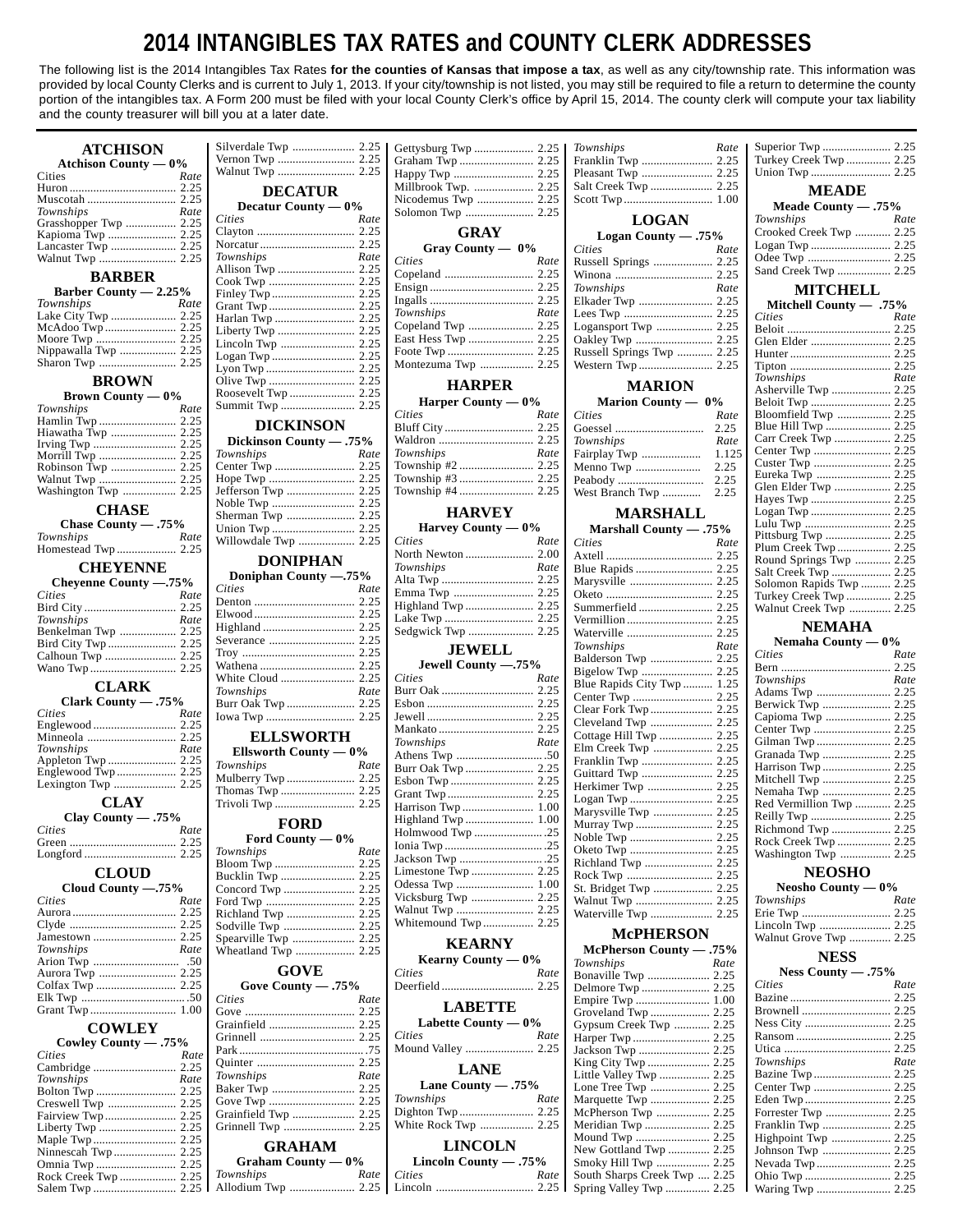# 2014 INTANGIBLES TAX RATES and COUNTY CLERK ADDRESSES

The following list is the 2014 Intangibles Tax Rates **for the counties of Kansas that impose a tax**, as well as any city/township rate. This information was provided by local County Clerks and is current to July 1, 2013. If your city/township is not listed, you may still be required to file a return to determine the county portion of the intangibles tax. A Form 200 must be filed with your local County Clerk's office by April 15, 2014. The county clerk will compute your tax liability and the county treasurer will bill you at a later date.

## ATCHISON

**Atchison County — 0%**

| *Cities* | *Rate* |
|---|---|
| Huron | 2.25 |
| Muscotah | 2.25 |
| *Townships* | *Rate* |
| Grasshopper Twp | 2.25 |
| Kapioma Twp | 2.25 |
| Lancaster Twp | 2.25 |
| Walnut Twp | 2.25 |

## BARBER

**Barber County — 2.25%**

| *Townships* | *Rate* |
|---|---|
| Lake City Twp | 2.25 |
| McAdoo Twp | 2.25 |
| Moore Twp | 2.25 |
| Nippawalla Twp | 2.25 |
| Sharon Twp | 2.25 |

## BROWN

**Brown County — 0%**

| *Townships* | *Rate* |
|---|---|
| Hamlin Twp | 2.25 |
| Hiawatha Twp | 2.25 |
| Irving Twp | 2.25 |
| Morrill Twp | 2.25 |
| Robinson Twp | 2.25 |
| Walnut Twp | 2.25 |
| Washington Twp | 2.25 |

## CHASE

**Chase County — .75%**

| *Townships* | *Rate* |
|---|---|
| Homestead Twp | 2.25 |

## CHEYENNE

**Cheyenne County —.75%**

| *Cities* | *Rate* |
|---|---|
| Bird City | 2.25 |
| *Townships* | *Rate* |
| Benkelman Twp | 2.25 |
| Bird City Twp | 2.25 |
| Calhoun Twp | 2.25 |
| Wano Twp | 2.25 |

## CLARK

**Clark County — .75%**

| *Cities* | *Rate* |
|---|---|
| Englewood | 2.25 |
| Minneola | 2.25 |
| *Townships* | *Rate* |
| Appleton Twp | 2.25 |
| Englewood Twp | 2.25 |
| Lexington Twp | 2.25 |

## CLAY

**Clay County — .75%**

| *Cities* | *Rate* |
|---|---|
| Green | 2.25 |
| Longford | 2.25 |

## CLOUD

**Cloud County —.75%**

| *Cities* | *Rate* |
|---|---|
| Aurora | 2.25 |
| Clyde | 2.25 |
| Jamestown | 2.25 |
| *Townships* | *Rate* |
| Arion Twp | .50 |
| Aurora Twp | 2.25 |
| Colfax Twp | 2.25 |
| Elk Twp | .50 |
| Grant Twp | 1.00 |

## COWLEY

**Cowley County — .75%**

| *Cities* | *Rate* |
|---|---|
| Cambridge | 2.25 |
| *Townships* | *Rate* |
| Bolton Twp | 2.25 |
| Creswell Twp | 2.25 |
| Fairview Twp | 2.25 |
| Liberty Twp | 2.25 |
| Maple Twp | 2.25 |
| Ninnescah Twp | 2.25 |
| Omnia Twp | 2.25 |
| Rock Creek Twp | 2.25 |
| Salem Twp | 2.25 |
| Silverdale Twp | 2.25 |
| Vernon Twp | 2.25 |
| Walnut Twp | 2.25 |

## DECATUR

**Decatur County — 0%**

| *Cities* | *Rate* |
|---|---|
| Clayton | 2.25 |
| Norcatur | 2.25 |
| *Townships* | *Rate* |
| Allison Twp | 2.25 |
| Cook Twp | 2.25 |
| Finley Twp | 2.25 |
| Grant Twp | 2.25 |
| Harlan Twp | 2.25 |
| Liberty Twp | 2.25 |
| Lincoln Twp | 2.25 |
| Logan Twp | 2.25 |
| Lyon Twp | 2.25 |
| Olive Twp | 2.25 |
| Roosevelt Twp | 2.25 |
| Summit Twp | 2.25 |

## DICKINSON

**Dickinson County — .75%**

| *Townships* | *Rate* |
|---|---|
| Center Twp | 2.25 |
| Hope Twp | 2.25 |
| Jefferson Twp | 2.25 |
| Noble Twp | 2.25 |
| Sherman Twp | 2.25 |
| Union Twp | 2.25 |
| Willowdale Twp | 2.25 |

## DONIPHAN

**Doniphan County —.75%**

| *Cities* | *Rate* |
|---|---|
| Denton | 2.25 |
| Elwood | 2.25 |
| Highland | 2.25 |
| Severance | 2.25 |
| Troy | 2.25 |
| Wathena | 2.25 |
| White Cloud | 2.25 |
| *Townships* | *Rate* |
| Burr Oak Twp | 2.25 |
| Iowa Twp | 2.25 |

## ELLSWORTH

**Ellsworth County — 0%**

| *Townships* | *Rate* |
|---|---|
| Mulberry Twp | 2.25 |
| Thomas Twp | 2.25 |
| Trivoli Twp | 2.25 |

## FORD

**Ford County — 0%**

| *Townships* | *Rate* |
|---|---|
| Bloom Twp | 2.25 |
| Bucklin Twp | 2.25 |
| Concord Twp | 2.25 |
| Ford Twp | 2.25 |
| Richland Twp | 2.25 |
| Sodville Twp | 2.25 |
| Spearville Twp | 2.25 |
| Wheatland Twp | 2.25 |

## GOVE

**Gove County — .75%**

| *Cities* | *Rate* |
|---|---|
| Gove | 2.25 |
| Grainfield | 2.25 |
| Grinnell | 2.25 |
| Park | .75 |
| Quinter | 2.25 |
| *Townships* | *Rate* |
| Baker Twp | 2.25 |
| Gove Twp | 2.25 |
| Grainfield Twp | 2.25 |
| Grinnell Twp | 2.25 |

## GRAHAM

**Graham County — 0%**

| *Townships* | *Rate* |
|---|---|
| Allodium Twp | 2.25 |
| Gettysburg Twp | 2.25 |
| Graham Twp | 2.25 |
| Happy Twp | 2.25 |
| Millbrook Twp. | 2.25 |
| Nicodemus Twp | 2.25 |
| Solomon Twp | 2.25 |

## GRAY

**Gray County — 0%**

| *Cities* | *Rate* |
|---|---|
| Copeland | 2.25 |
| Ensign | 2.25 |
| Ingalls | 2.25 |
| *Townships* | *Rate* |
| Copeland Twp | 2.25 |
| East Hess Twp | 2.25 |
| Foote Twp | 2.25 |
| Montezuma Twp | 2.25 |

## HARPER

**Harper County — 0%**

| *Cities* | *Rate* |
|---|---|
| Bluff City | 2.25 |
| Waldron | 2.25 |
| *Townships* | *Rate* |
| Township #2 | 2.25 |
| Township #3 | 2.25 |
| Township #4 | 2.25 |

## HARVEY

**Harvey County — 0%**

| *Cities* | *Rate* |
|---|---|
| North Newton | 2.00 |
| *Townships* | *Rate* |
| Alta Twp | 2.25 |
| Emma Twp | 2.25 |
| Highland Twp | 2.25 |
| Lake Twp | 2.25 |
| Sedgwick Twp | 2.25 |

## JEWELL

**Jewell County —.75%**

| *Cities* | *Rate* |
|---|---|
| Burr Oak | 2.25 |
| Esbon | 2.25 |
| Jewell | 2.25 |
| Mankato | 2.25 |
| *Townships* | *Rate* |
| Athens Twp | .50 |
| Burr Oak Twp | 2.25 |
| Esbon Twp | 2.25 |
| Grant Twp | 2.25 |
| Harrison Twp | 1.00 |
| Highland Twp | 1.00 |
| Holmwood Twp | .25 |
| Ionia Twp | .25 |
| Jackson Twp | .25 |
| Limestone Twp | 2.25 |
| Odessa Twp | 1.00 |
| Vicksburg Twp | 2.25 |
| Walnut Twp | 2.25 |
| Whitemound Twp | 2.25 |

## KEARNY

**Kearny County — 0%**

| *Cities* | *Rate* |
|---|---|
| Deerfield | 2.25 |

## LABETTE

**Labette County — 0%**

| *Cities* | *Rate* |
|---|---|
| Mound Valley | 2.25 |

## LANE

**Lane County — .75%**

| *Townships* | *Rate* |
|---|---|
| Dighton Twp | 2.25 |
| White Rock Twp | 2.25 |

## LINCOLN

**Lincoln County — .75%**

| *Cities* | *Rate* |
|---|---|
| Lincoln | 2.25 |
| *Townships* | *Rate* |
| Franklin Twp | 2.25 |
| Pleasant Twp | 2.25 |
| Salt Creek Twp | 2.25 |
| Scott Twp | 1.00 |

## LOGAN

**Logan County — .75%**

| *Cities* | *Rate* |
|---|---|
| Russell Springs | 2.25 |
| Winona | 2.25 |
| *Townships* | *Rate* |
| Elkader Twp | 2.25 |
| Lees Twp | 2.25 |
| Logansport Twp | 2.25 |
| Oakley Twp | 2.25 |
| Russell Springs Twp | 2.25 |
| Western Twp | 2.25 |

## MARION

**Marion County — 0%**

| *Cities* | *Rate* |
|---|---|
| Goessel | 2.25 |
| *Townships* | *Rate* |
| Fairplay Twp | 1.125 |
| Menno Twp | 2.25 |
| Peabody | 2.25 |
| West Branch Twp | 2.25 |

## MARSHALL

**Marshall County — .75%**

| *Cities* | *Rate* |
|---|---|
| Axtell | 2.25 |
| Blue Rapids | 2.25 |
| Marysville | 2.25 |
| Oketo | 2.25 |
| Summerfield | 2.25 |
| Vermillion | 2.25 |
| Waterville | 2.25 |
| *Townships* | *Rate* |
| Balderson Twp | 2.25 |
| Bigelow Twp | 2.25 |
| Blue Rapids City Twp | 1.25 |
| Center Twp | 2.25 |
| Clear Fork Twp | 2.25 |
| Cleveland Twp | 2.25 |
| Cottage Hill Twp | 2.25 |
| Elm Creek Twp | 2.25 |
| Franklin Twp | 2.25 |
| Guittard Twp | 2.25 |
| Herkimer Twp | 2.25 |
| Logan Twp | 2.25 |
| Marysville Twp | 2.25 |
| Murray Twp | 2.25 |
| Noble Twp | 2.25 |
| Oketo Twp | 2.25 |
| Richland Twp | 2.25 |
| Rock Twp | 2.25 |
| St. Bridget Twp | 2.25 |
| Walnut Twp | 2.25 |
| Waterville Twp | 2.25 |

## McPHERSON

**McPherson County — .75%**

| *Townships* | *Rate* |
|---|---|
| Bonaville Twp | 2.25 |
| Delmore Twp | 2.25 |
| Empire Twp | 1.00 |
| Groveland Twp | 2.25 |
| Gypsum Creek Twp | 2.25 |
| Harper Twp | 2.25 |
| Jackson Twp | 2.25 |
| King City Twp | 2.25 |
| Little Valley Twp | 2.25 |
| Lone Tree Twp | 2.25 |
| Marquette Twp | 2.25 |
| McPherson Twp | 2.25 |
| Meridian Twp | 2.25 |
| Mound Twp | 2.25 |
| New Gottland Twp | 2.25 |
| Smoky Hill Twp | 2.25 |
| South Sharps Creek Twp | 2.25 |
| Spring Valley Twp | 2.25 |
| Superior Twp | 2.25 |
| Turkey Creek Twp | 2.25 |
| Union Twp | 2.25 |

## MEADE

**Meade County — .75%**

| *Townships* | *Rate* |
|---|---|
| Crooked Creek Twp | 2.25 |
| Logan Twp | 2.25 |
| Odee Twp | 2.25 |
| Sand Creek Twp | 2.25 |

## MITCHELL

**Mitchell County — .75%**

| *Cities* | *Rate* |
|---|---|
| Beloit | 2.25 |
| Glen Elder | 2.25 |
| Hunter | 2.25 |
| Tipton | 2.25 |
| *Townships* | *Rate* |
| Asherville Twp | 2.25 |
| Beloit Twp | 2.25 |
| Bloomfield Twp | 2.25 |
| Blue Hill Twp | 2.25 |
| Carr Creek Twp | 2.25 |
| Center Twp | 2.25 |
| Custer Twp | 2.25 |
| Eureka Twp | 2.25 |
| Glen Elder Twp | 2.25 |
| Hayes Twp | 2.25 |
| Logan Twp | 2.25 |
| Lulu Twp | 2.25 |
| Pittsburg Twp | 2.25 |
| Plum Creek Twp | 2.25 |
| Round Springs Twp | 2.25 |
| Salt Creek Twp | 2.25 |
| Solomon Rapids Twp | 2.25 |
| Turkey Creek Twp | 2.25 |
| Walnut Creek Twp | 2.25 |

## NEMAHA

**Nemaha County — 0%**

| *Cities* | *Rate* |
|---|---|
| Bern | 2.25 |
| *Townships* | *Rate* |
| Adams Twp | 2.25 |
| Berwick Twp | 2.25 |
| Capioma Twp | 2.25 |
| Center Twp | 2.25 |
| Gilman Twp | 2.25 |
| Granada Twp | 2.25 |
| Harrison Twp | 2.25 |
| Mitchell Twp | 2.25 |
| Nemaha Twp | 2.25 |
| Red Vermillion Twp | 2.25 |
| Reilly Twp | 2.25 |
| Richmond Twp | 2.25 |
| Rock Creek Twp | 2.25 |
| Washington Twp | 2.25 |

## NEOSHO

**Neosho County — 0%**

| *Townships* | *Rate* |
|---|---|
| Erie Twp | 2.25 |
| Lincoln Twp | 2.25 |
| Walnut Grove Twp | 2.25 |

## NESS

**Ness County — .75%**

| *Cities* | *Rate* |
|---|---|
| Bazine | 2.25 |
| Brownell | 2.25 |
| Ness City | 2.25 |
| Ransom | 2.25 |
| Utica | 2.25 |
| *Townships* | *Rate* |
| Bazine Twp | 2.25 |
| Center Twp | 2.25 |
| Eden Twp | 2.25 |
| Forrester Twp | 2.25 |
| Franklin Twp | 2.25 |
| Highpoint Twp | 2.25 |
| Johnson Twp | 2.25 |
| Nevada Twp | 2.25 |
| Ohio Twp | 2.25 |
| Waring Twp | 2.25 |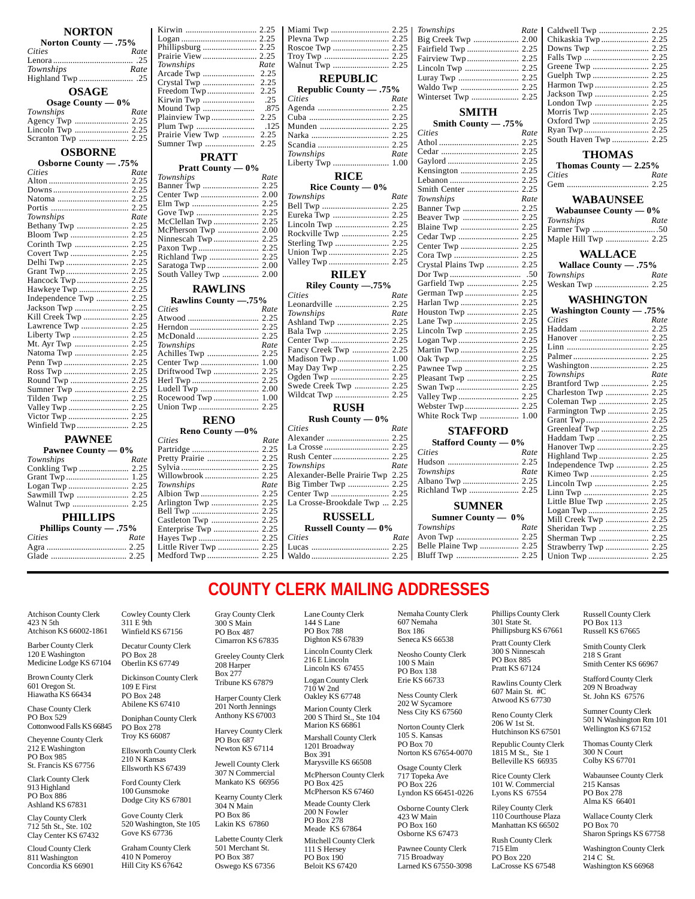## NORTON

**Norton County — .75%**

| Cities | Rate |
|---|---|
| Lenora | .25 |
| *Townships* | *Rate* |
| Highland Twp | .25 |

## OSAGE

**Osage County — 0%**

| Townships | Rate |
|---|---|
| Agency Twp | 2.25 |
| Lincoln Twp | 2.25 |
| Scranton Twp | 2.25 |

## OSBORNE

**Osborne County — .75%**

| Cities | Rate |
|---|---|
| Alton | 2.25 |
| Downs | 2.25 |
| Natoma | 2.25 |
| Portis | 2.25 |
| *Townships* | *Rate* |
| Bethany Twp | 2.25 |
| Bloom Twp | 2.25 |
| Corinth Twp | 2.25 |
| Covert Twp | 2.25 |
| Delhi Twp | 2.25 |
| Grant Twp | 2.25 |
| Hancock Twp | 2.25 |
| Hawkeye Twp | 2.25 |
| Independence Twp | 2.25 |
| Jackson Twp | 2.25 |
| Kill Creek Twp | 2.25 |
| Lawrence Twp | 2.25 |
| Liberty Twp | 2.25 |
| Mt. Ayr Twp | 2.25 |
| Natoma Twp | 2.25 |
| Penn Twp | 2.25 |
| Ross Twp | 2.25 |
| Round Twp | 2.25 |
| Sumner Twp | 2.25 |
| Tilden Twp | 2.25 |
| Valley Twp | 2.25 |
| Victor Twp | 2.25 |
| Winfield Twp | 2.25 |

## PAWNEE

**Pawnee County — 0%**

| Townships | Rate |
|---|---|
| Conkling Twp | 2.25 |
| Grant Twp | 1.25 |
| Logan Twp | 2.25 |
| Sawmill Twp | 2.25 |
| Walnut Twp | 2.25 |

## PHILLIPS

**Phillips County — .75%**

| Cities | Rate |
|---|---|
| Agra | 2.25 |
| Glade | 2.25 |
| Kirwin | 2.25 |
| Logan | 2.25 |
| Phillipsburg | 2.25 |
| Prairie View | 2.25 |
| *Townships* | *Rate* |
| Arcade Twp | 2.25 |
| Crystal Twp | 2.25 |
| Freedom Twp | 2.25 |
| Kirwin Twp | .25 |
| Mound Twp | .875 |
| Plainview Twp | 2.25 |
| Plum Twp | .125 |
| Prairie View Twp | 2.25 |
| Sumner Twp | 2.25 |

## PRATT

**Pratt County — 0%**

| Townships | Rate |
|---|---|
| Banner Twp | 2.25 |
| Center Twp | 2.00 |
| Elm Twp | 2.25 |
| Gove Twp | 2.25 |
| McClellan Twp | 2.25 |
| McPherson Twp | 2.00 |
| Ninnescah Twp | 2.25 |
| Paxon Twp | 2.25 |
| Richland Twp | 2.25 |
| Saratoga Twp | 2.00 |
| South Valley Twp | 2.00 |

## RAWLINS

**Rawlins County —.75%**

| Cities | Rate |
|---|---|
| Atwood | 2.25 |
| Herndon | 2.25 |
| McDonald | 2.25 |
| *Townships* | *Rate* |
| Achilles Twp | 2.25 |
| Center Twp | 1.00 |
| Driftwood Twp | 2.25 |
| Herl Twp | 2.25 |
| Ludell Twp | 2.00 |
| Rocewood Twp | 1.00 |
| Union Twp | 2.25 |

## RENO

**Reno County —0%**

| Cities | Rate |
|---|---|
| Partridge | 2.25 |
| Pretty Prairie | 2.25 |
| Sylvia | 2.25 |
| Willowbrook | 2.25 |
| *Townships* | *Rate* |
| Albion Twp | 2.25 |
| Arlington Twp | 2.25 |
| Bell Twp | 2.25 |
| Castleton Twp | 2.25 |
| Enterprise Twp | 2.25 |
| Hayes Twp | 2.25 |
| Little River Twp | 2.25 |
| Medford Twp | 2.25 |
| Miami Twp | 2.25 |
| Plevna Twp | 2.25 |
| Roscoe Twp | 2.25 |
| Troy Twp | 2.25 |
| Walnut Twp | 2.25 |

## REPUBLIC

**Republic County — .75%**

| Cities | Rate |
|---|---|
| Agenda | 2.25 |
| Cuba | 2.25 |
| Munden | 2.25 |
| Narka | 2.25 |
| Scandia | 2.25 |
| *Townships* | *Rate* |
| Liberty Twp | 1.00 |

## RICE

**Rice County — 0%**

| Townships | Rate |
|---|---|
| Bell Twp | 2.25 |
| Eureka Twp | 2.25 |
| Lincoln Twp | 2.25 |
| Rockville Twp | 2.25 |
| Sterling Twp | 2.25 |
| Union Twp | 2.25 |
| Valley Twp | 2.25 |

## RILEY

**Riley County —.75%**

| Cities | Rate |
|---|---|
| Leonardville | 2.25 |
| *Townships* | *Rate* |
| Ashland Twp | 2.25 |
| Bala Twp | 2.25 |
| Center Twp | 2.25 |
| Fancy Creek Twp | 2.25 |
| Madison Twp | 1.00 |
| May Day Twp | 2.25 |
| Ogden Twp | 2.25 |
| Swede Creek Twp | 2.25 |
| Wildcat Twp | 2.25 |

## RUSH

**Rush County — 0%**

| Cities | Rate |
|---|---|
| Alexander | 2.25 |
| La Crosse | 2.25 |
| Rush Center | 2.25 |
| *Townships* | *Rate* |
| Alexander-Belle Prairie Twp | 2.25 |
| Big Timber Twp | 2.25 |
| Center Twp | 2.25 |
| La Crosse-Brookdale Twp | 2.25 |

## RUSSELL

**Russell County — 0%**

| Cities | Rate |
|---|---|
| Lucas | 2.25 |
| Waldo | 2.25 |
| *Townships* | *Rate* |
| Big Creek Twp | 2.00 |
| Fairfield Twp | 2.25 |
| Fairview Twp | 2.25 |
| Lincoln Twp | 2.25 |
| Luray Twp | 2.25 |
| Waldo Twp | 2.25 |
| Winterset Twp | 2.25 |

## SMITH

**Smith County — .75%**

| Cities | Rate |
|---|---|
| Athol | 2.25 |
| Cedar | 2.25 |
| Gaylord | 2.25 |
| Kensington | 2.25 |
| Lebanon | 2.25 |
| Smith Center | 2.25 |
| *Townships* | *Rate* |
| Banner Twp | 2.25 |
| Beaver Twp | 2.25 |
| Blaine Twp | 2.25 |
| Cedar Twp | 2.25 |
| Center Twp | 2.25 |
| Cora Twp | 2.25 |
| Crystal Plains Twp | 2.25 |
| Dor Twp | .50 |
| Garfield Twp | 2.25 |
| German Twp | 2.25 |
| Harlan Twp | 2.25 |
| Houston Twp | 2.25 |
| Lane Twp | 2.25 |
| Lincoln Twp | 2.25 |
| Logan Twp | 2.25 |
| Martin Twp | 2.25 |
| Oak Twp | 2.25 |
| Pawnee Twp | 2.25 |
| Pleasant Twp | 2.25 |
| Swan Twp | 2.25 |
| Valley Twp | 2.25 |
| Webster Twp | 2.25 |
| White Rock Twp | 1.00 |

## STAFFORD

**Stafford County — 0%**

| Cities | Rate |
|---|---|
| Hudson | 2.25 |
| *Townships* | *Rate* |
| Albano Twp | 2.25 |
| Richland Twp | 2.25 |

## SUMNER

**Sumner County — 0%**

| Townships | Rate |
|---|---|
| Avon Twp | 2.25 |
| Belle Plaine Twp | 2.25 |
| Bluff Twp | 2.25 |
| Caldwell Twp | 2.25 |
| Chikaskia Twp | 2.25 |
| Downs Twp | 2.25 |
| Falls Twp | 2.25 |
| Greene Twp | 2.25 |
| Guelph Twp | 2.25 |
| Harmon Twp | 2.25 |
| Jackson Twp | 2.25 |
| London Twp | 2.25 |
| Morris Twp | 2.25 |
| Oxford Twp | 2.25 |
| Ryan Twp | 2.25 |
| South Haven Twp | 2.25 |

## THOMAS

**Thomas County — 2.25%**

| Cities | Rate |
|---|---|
| Gem | 2.25 |

## WABAUNSEE

**Wabaunsee County — 0%**

| Townships | Rate |
|---|---|
| Farmer Twp | .50 |
| Maple Hill Twp | 2.25 |

## WALLACE

**Wallace County — .75%**

| Townships | Rate |
|---|---|
| Weskan Twp | 2.25 |

## WASHINGTON

**Washington County — .75%**

| Cities | Rate |
|---|---|
| Haddam | 2.25 |
| Hanover | 2.25 |
| Linn | 2.25 |
| Palmer | 2.25 |
| Washington | 2.25 |
| *Townships* | *Rate* |
| Brantford Twp | 2.25 |
| Charleston Twp | 2.25 |
| Coleman Twp | 2.25 |
| Farmington Twp | 2.25 |
| Grant Twp | 2.25 |
| Greenleaf Twp | 2.25 |
| Haddam Twp | 2.25 |
| Hanover Twp | 2.25 |
| Highland Twp | 2.25 |
| Independence Twp | 2.25 |
| Kimeo Twp | 2.25 |
| Lincoln Twp | 2.25 |
| Linn Twp | 2.25 |
| Little Blue Twp | 2.25 |
| Logan Twp | 2.25 |
| Mill Creek Twp | 2.25 |
| Sheridan Twp | 2.25 |
| Sherman Twp | 2.25 |
| Strawberry Twp | 2.25 |
| Union Twp | 2.25 |

# COUNTY CLERK MAILING ADDRESSES

Atchison County Clerk
423 N 5th
Atchison KS 66002-1861

Barber County Clerk
120 E Washington
Medicine Lodge KS 67104

Brown County Clerk
601 Oregon St.
Hiawatha KS 66434

Chase County Clerk
PO Box 529
Cottonwood Falls KS 66845

Cheyenne County Clerk
212 E Washington
PO Box 985
St. Francis KS 67756

Clark County Clerk
913 Highland
PO Box 886
Ashland KS 67831

Clay County Clerk
712 5th St., Ste. 102
Clay Center KS 67432

Cloud County Clerk
811 Washington
Concordia KS 66901

Cowley County Clerk
311 E 9th
Winfield KS 67156

Decatur County Clerk
PO Box 28
Oberlin KS 67749

Dickinson County Clerk
109 E First
PO Box 248
Abilene KS 67410

Doniphan County Clerk
PO Box 278
Troy KS 66087

Ellsworth County Clerk
210 N Kansas
Ellsworth KS 67439

Ford County Clerk
100 Gunsmoke
Dodge City KS 67801

Gove County Clerk
520 Washington, Ste 105
Gove KS 67736

Graham County Clerk
410 N Pomeroy
Hill City KS 67642

Gray County Clerk
300 S Main
PO Box 487
Cimarron KS 67835

Greeley County Clerk
208 Harper
Box 277
Tribune KS 67879

Harper County Clerk
201 North Jennings
Anthony KS 67003

Harvey County Clerk
PO Box 687
Newton KS 67114

Jewell County Clerk
307 N Commercial
Mankato KS 66956

Kearny County Clerk
304 N Main
PO Box 86
Lakin KS 67860

Labette County Clerk
501 Merchant St.
PO Box 387
Oswego KS 67356

Lane County Clerk
144 S Lane
PO Box 788
Dighton KS 67839

Lincoln County Clerk
216 E Lincoln
Lincoln KS 67455

Logan County Clerk
710 W 2nd
Oakley KS 67748

Marion County Clerk
200 S Third St., Ste 104
Marion KS 66861

Marshall County Clerk
1201 Broadway
Box 391
Marysville KS 66508

McPherson County Clerk
PO Box 425
McPherson KS 67460

Meade County Clerk
200 N Fowler
PO Box 278
Meade KS 67864

Mitchell County Clerk
111 S Hersey
PO Box 190
Beloit KS 67420

Nemaha County Clerk
607 Nemaha
Box 186
Seneca KS 66538

Neosho County Clerk
100 S Main
PO Box 138
Erie KS 66733

Ness County Clerk
202 W Sycamore
Ness City KS 67560

Norton County Clerk
105 S. Kansas
PO Box 70
Norton KS 67654-0070

Osage County Clerk
717 Topeka Ave
PO Box 226
Lyndon KS 66451-0226

Osborne County Clerk
423 W Main
PO Box 160
Osborne KS 67473

Pawnee County Clerk
715 Broadway
Larned KS 67550-3098

Phillips County Clerk
301 State St.
Phillipsburg KS 67661

Pratt County Clerk
300 S Ninnescah
PO Box 885
Pratt KS 67124

Rawlins County Clerk
607 Main St. #C
Atwood KS 67730

Reno County Clerk
206 W 1st St.
Hutchinson KS 67501

Republic County Clerk
1815 M St., Ste 1
Belleville KS 66935

Rice County Clerk
101 W. Commercial
Lyons KS 67554

Riley County Clerk
110 Courthouse Plaza
Manhattan KS 66502

Rush County Clerk
715 Elm
PO Box 220
LaCrosse KS 67548

Russell County Clerk
PO Box 113
Russell KS 67665

Smith County Clerk
218 S Grant
Smith Center KS 66967

Stafford County Clerk
209 N Broadway
St. John KS 67576

Sumner County Clerk
501 N Washington Rm 101
Wellington KS 67152

Thomas County Clerk
300 N Court
Colby KS 67701

Wabaunsee County Clerk
215 Kansas
PO Box 278
Alma KS 66401

Wallace County Clerk
PO Box 70
Sharon Springs KS 67758

Washington County Clerk
214 C St.
Washington KS 66968